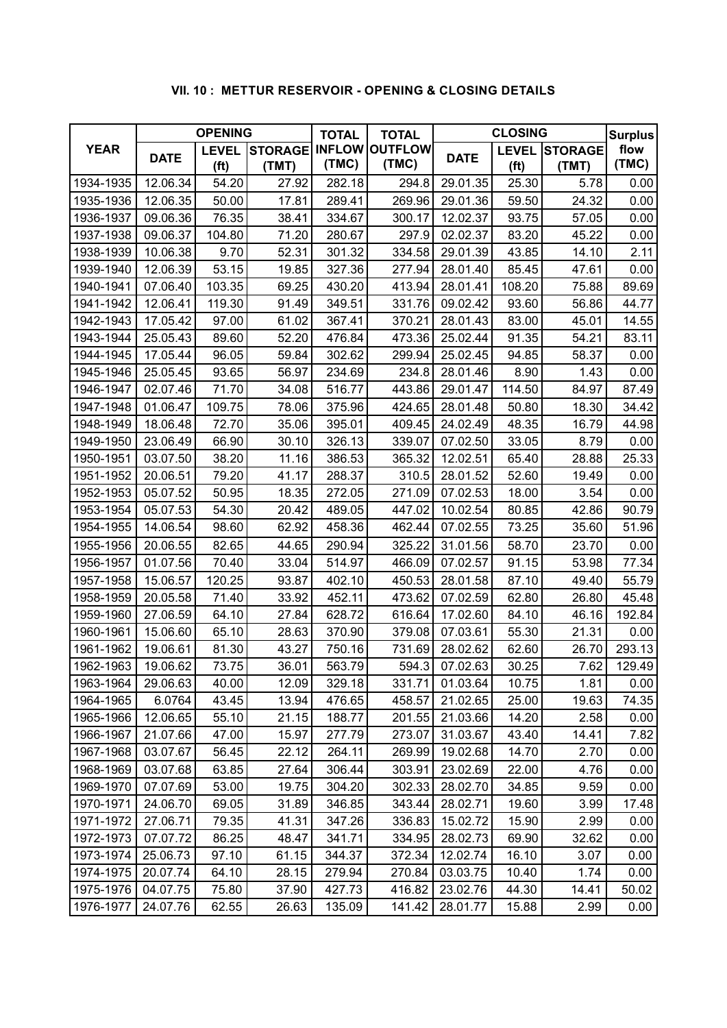## VII. 10 : METTUR RESERVOIR - OPENING & CLOSING DETAILS

| YEAR | OPENING | | | TOTAL | TOTAL | CLOSING | | | Surplus |
|---|---|---|---|---|---|---|---|---|---|
| | DATE | LEVEL (ft) | STORAGE (TMT) | INFLOW (TMC) | OUTFLOW (TMC) | DATE | LEVEL (ft) | STORAGE (TMT) | flow (TMC) |
| 1934-1935 | 12.06.34 | 54.20 | 27.92 | 282.18 | 294.8 | 29.01.35 | 25.30 | 5.78 | 0.00 |
| 1935-1936 | 12.06.35 | 50.00 | 17.81 | 289.41 | 269.96 | 29.01.36 | 59.50 | 24.32 | 0.00 |
| 1936-1937 | 09.06.36 | 76.35 | 38.41 | 334.67 | 300.17 | 12.02.37 | 93.75 | 57.05 | 0.00 |
| 1937-1938 | 09.06.37 | 104.80 | 71.20 | 280.67 | 297.9 | 02.02.37 | 83.20 | 45.22 | 0.00 |
| 1938-1939 | 10.06.38 | 9.70 | 52.31 | 301.32 | 334.58 | 29.01.39 | 43.85 | 14.10 | 2.11 |
| 1939-1940 | 12.06.39 | 53.15 | 19.85 | 327.36 | 277.94 | 28.01.40 | 85.45 | 47.61 | 0.00 |
| 1940-1941 | 07.06.40 | 103.35 | 69.25 | 430.20 | 413.94 | 28.01.41 | 108.20 | 75.88 | 89.69 |
| 1941-1942 | 12.06.41 | 119.30 | 91.49 | 349.51 | 331.76 | 09.02.42 | 93.60 | 56.86 | 44.77 |
| 1942-1943 | 17.05.42 | 97.00 | 61.02 | 367.41 | 370.21 | 28.01.43 | 83.00 | 45.01 | 14.55 |
| 1943-1944 | 25.05.43 | 89.60 | 52.20 | 476.84 | 473.36 | 25.02.44 | 91.35 | 54.21 | 83.11 |
| 1944-1945 | 17.05.44 | 96.05 | 59.84 | 302.62 | 299.94 | 25.02.45 | 94.85 | 58.37 | 0.00 |
| 1945-1946 | 25.05.45 | 93.65 | 56.97 | 234.69 | 234.8 | 28.01.46 | 8.90 | 1.43 | 0.00 |
| 1946-1947 | 02.07.46 | 71.70 | 34.08 | 516.77 | 443.86 | 29.01.47 | 114.50 | 84.97 | 87.49 |
| 1947-1948 | 01.06.47 | 109.75 | 78.06 | 375.96 | 424.65 | 28.01.48 | 50.80 | 18.30 | 34.42 |
| 1948-1949 | 18.06.48 | 72.70 | 35.06 | 395.01 | 409.45 | 24.02.49 | 48.35 | 16.79 | 44.98 |
| 1949-1950 | 23.06.49 | 66.90 | 30.10 | 326.13 | 339.07 | 07.02.50 | 33.05 | 8.79 | 0.00 |
| 1950-1951 | 03.07.50 | 38.20 | 11.16 | 386.53 | 365.32 | 12.02.51 | 65.40 | 28.88 | 25.33 |
| 1951-1952 | 20.06.51 | 79.20 | 41.17 | 288.37 | 310.5 | 28.01.52 | 52.60 | 19.49 | 0.00 |
| 1952-1953 | 05.07.52 | 50.95 | 18.35 | 272.05 | 271.09 | 07.02.53 | 18.00 | 3.54 | 0.00 |
| 1953-1954 | 05.07.53 | 54.30 | 20.42 | 489.05 | 447.02 | 10.02.54 | 80.85 | 42.86 | 90.79 |
| 1954-1955 | 14.06.54 | 98.60 | 62.92 | 458.36 | 462.44 | 07.02.55 | 73.25 | 35.60 | 51.96 |
| 1955-1956 | 20.06.55 | 82.65 | 44.65 | 290.94 | 325.22 | 31.01.56 | 58.70 | 23.70 | 0.00 |
| 1956-1957 | 01.07.56 | 70.40 | 33.04 | 514.97 | 466.09 | 07.02.57 | 91.15 | 53.98 | 77.34 |
| 1957-1958 | 15.06.57 | 120.25 | 93.87 | 402.10 | 450.53 | 28.01.58 | 87.10 | 49.40 | 55.79 |
| 1958-1959 | 20.05.58 | 71.40 | 33.92 | 452.11 | 473.62 | 07.02.59 | 62.80 | 26.80 | 45.48 |
| 1959-1960 | 27.06.59 | 64.10 | 27.84 | 628.72 | 616.64 | 17.02.60 | 84.10 | 46.16 | 192.84 |
| 1960-1961 | 15.06.60 | 65.10 | 28.63 | 370.90 | 379.08 | 07.03.61 | 55.30 | 21.31 | 0.00 |
| 1961-1962 | 19.06.61 | 81.30 | 43.27 | 750.16 | 731.69 | 28.02.62 | 62.60 | 26.70 | 293.13 |
| 1962-1963 | 19.06.62 | 73.75 | 36.01 | 563.79 | 594.3 | 07.02.63 | 30.25 | 7.62 | 129.49 |
| 1963-1964 | 29.06.63 | 40.00 | 12.09 | 329.18 | 331.71 | 01.03.64 | 10.75 | 1.81 | 0.00 |
| 1964-1965 | 6.0764 | 43.45 | 13.94 | 476.65 | 458.57 | 21.02.65 | 25.00 | 19.63 | 74.35 |
| 1965-1966 | 12.06.65 | 55.10 | 21.15 | 188.77 | 201.55 | 21.03.66 | 14.20 | 2.58 | 0.00 |
| 1966-1967 | 21.07.66 | 47.00 | 15.97 | 277.79 | 273.07 | 31.03.67 | 43.40 | 14.41 | 7.82 |
| 1967-1968 | 03.07.67 | 56.45 | 22.12 | 264.11 | 269.99 | 19.02.68 | 14.70 | 2.70 | 0.00 |
| 1968-1969 | 03.07.68 | 63.85 | 27.64 | 306.44 | 303.91 | 23.02.69 | 22.00 | 4.76 | 0.00 |
| 1969-1970 | 07.07.69 | 53.00 | 19.75 | 304.20 | 302.33 | 28.02.70 | 34.85 | 9.59 | 0.00 |
| 1970-1971 | 24.06.70 | 69.05 | 31.89 | 346.85 | 343.44 | 28.02.71 | 19.60 | 3.99 | 17.48 |
| 1971-1972 | 27.06.71 | 79.35 | 41.31 | 347.26 | 336.83 | 15.02.72 | 15.90 | 2.99 | 0.00 |
| 1972-1973 | 07.07.72 | 86.25 | 48.47 | 341.71 | 334.95 | 28.02.73 | 69.90 | 32.62 | 0.00 |
| 1973-1974 | 25.06.73 | 97.10 | 61.15 | 344.37 | 372.34 | 12.02.74 | 16.10 | 3.07 | 0.00 |
| 1974-1975 | 20.07.74 | 64.10 | 28.15 | 279.94 | 270.84 | 03.03.75 | 10.40 | 1.74 | 0.00 |
| 1975-1976 | 04.07.75 | 75.80 | 37.90 | 427.73 | 416.82 | 23.02.76 | 44.30 | 14.41 | 50.02 |
| 1976-1977 | 24.07.76 | 62.55 | 26.63 | 135.09 | 141.42 | 28.01.77 | 15.88 | 2.99 | 0.00 |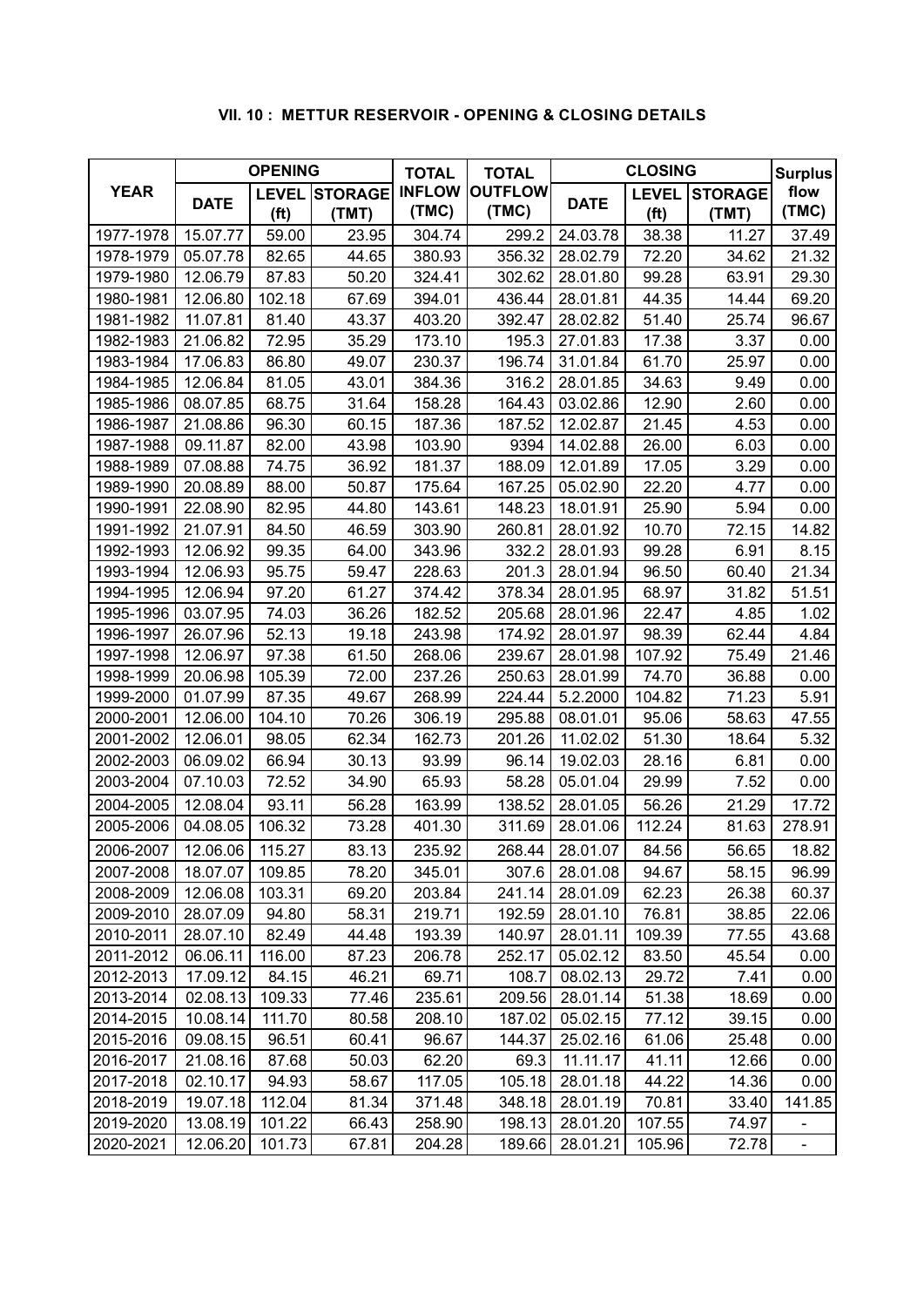### VII. 10 : METTUR RESERVOIR - OPENING & CLOSING DETAILS

| YEAR | OPENING | | | TOTAL INFLOW (TMC) | TOTAL OUTFLOW (TMC) | CLOSING | | | Surplus flow (TMC) |
|---|---|---|---|---|---|---|---|---|---|
| | DATE | LEVEL (ft) | STORAGE (TMT) | | | DATE | LEVEL (ft) | STORAGE (TMT) | |
| 1977-1978 | 15.07.77 | 59.00 | 23.95 | 304.74 | 299.2 | 24.03.78 | 38.38 | 11.27 | 37.49 |
| 1978-1979 | 05.07.78 | 82.65 | 44.65 | 380.93 | 356.32 | 28.02.79 | 72.20 | 34.62 | 21.32 |
| 1979-1980 | 12.06.79 | 87.83 | 50.20 | 324.41 | 302.62 | 28.01.80 | 99.28 | 63.91 | 29.30 |
| 1980-1981 | 12.06.80 | 102.18 | 67.69 | 394.01 | 436.44 | 28.01.81 | 44.35 | 14.44 | 69.20 |
| 1981-1982 | 11.07.81 | 81.40 | 43.37 | 403.20 | 392.47 | 28.02.82 | 51.40 | 25.74 | 96.67 |
| 1982-1983 | 21.06.82 | 72.95 | 35.29 | 173.10 | 195.3 | 27.01.83 | 17.38 | 3.37 | 0.00 |
| 1983-1984 | 17.06.83 | 86.80 | 49.07 | 230.37 | 196.74 | 31.01.84 | 61.70 | 25.97 | 0.00 |
| 1984-1985 | 12.06.84 | 81.05 | 43.01 | 384.36 | 316.2 | 28.01.85 | 34.63 | 9.49 | 0.00 |
| 1985-1986 | 08.07.85 | 68.75 | 31.64 | 158.28 | 164.43 | 03.02.86 | 12.90 | 2.60 | 0.00 |
| 1986-1987 | 21.08.86 | 96.30 | 60.15 | 187.36 | 187.52 | 12.02.87 | 21.45 | 4.53 | 0.00 |
| 1987-1988 | 09.11.87 | 82.00 | 43.98 | 103.90 | 9394 | 14.02.88 | 26.00 | 6.03 | 0.00 |
| 1988-1989 | 07.08.88 | 74.75 | 36.92 | 181.37 | 188.09 | 12.01.89 | 17.05 | 3.29 | 0.00 |
| 1989-1990 | 20.08.89 | 88.00 | 50.87 | 175.64 | 167.25 | 05.02.90 | 22.20 | 4.77 | 0.00 |
| 1990-1991 | 22.08.90 | 82.95 | 44.80 | 143.61 | 148.23 | 18.01.91 | 25.90 | 5.94 | 0.00 |
| 1991-1992 | 21.07.91 | 84.50 | 46.59 | 303.90 | 260.81 | 28.01.92 | 10.70 | 72.15 | 14.82 |
| 1992-1993 | 12.06.92 | 99.35 | 64.00 | 343.96 | 332.2 | 28.01.93 | 99.28 | 6.91 | 8.15 |
| 1993-1994 | 12.06.93 | 95.75 | 59.47 | 228.63 | 201.3 | 28.01.94 | 96.50 | 60.40 | 21.34 |
| 1994-1995 | 12.06.94 | 97.20 | 61.27 | 374.42 | 378.34 | 28.01.95 | 68.97 | 31.82 | 51.51 |
| 1995-1996 | 03.07.95 | 74.03 | 36.26 | 182.52 | 205.68 | 28.01.96 | 22.47 | 4.85 | 1.02 |
| 1996-1997 | 26.07.96 | 52.13 | 19.18 | 243.98 | 174.92 | 28.01.97 | 98.39 | 62.44 | 4.84 |
| 1997-1998 | 12.06.97 | 97.38 | 61.50 | 268.06 | 239.67 | 28.01.98 | 107.92 | 75.49 | 21.46 |
| 1998-1999 | 20.06.98 | 105.39 | 72.00 | 237.26 | 250.63 | 28.01.99 | 74.70 | 36.88 | 0.00 |
| 1999-2000 | 01.07.99 | 87.35 | 49.67 | 268.99 | 224.44 | 5.2.2000 | 104.82 | 71.23 | 5.91 |
| 2000-2001 | 12.06.00 | 104.10 | 70.26 | 306.19 | 295.88 | 08.01.01 | 95.06 | 58.63 | 47.55 |
| 2001-2002 | 12.06.01 | 98.05 | 62.34 | 162.73 | 201.26 | 11.02.02 | 51.30 | 18.64 | 5.32 |
| 2002-2003 | 06.09.02 | 66.94 | 30.13 | 93.99 | 96.14 | 19.02.03 | 28.16 | 6.81 | 0.00 |
| 2003-2004 | 07.10.03 | 72.52 | 34.90 | 65.93 | 58.28 | 05.01.04 | 29.99 | 7.52 | 0.00 |
| 2004-2005 | 12.08.04 | 93.11 | 56.28 | 163.99 | 138.52 | 28.01.05 | 56.26 | 21.29 | 17.72 |
| 2005-2006 | 04.08.05 | 106.32 | 73.28 | 401.30 | 311.69 | 28.01.06 | 112.24 | 81.63 | 278.91 |
| 2006-2007 | 12.06.06 | 115.27 | 83.13 | 235.92 | 268.44 | 28.01.07 | 84.56 | 56.65 | 18.82 |
| 2007-2008 | 18.07.07 | 109.85 | 78.20 | 345.01 | 307.6 | 28.01.08 | 94.67 | 58.15 | 96.99 |
| 2008-2009 | 12.06.08 | 103.31 | 69.20 | 203.84 | 241.14 | 28.01.09 | 62.23 | 26.38 | 60.37 |
| 2009-2010 | 28.07.09 | 94.80 | 58.31 | 219.71 | 192.59 | 28.01.10 | 76.81 | 38.85 | 22.06 |
| 2010-2011 | 28.07.10 | 82.49 | 44.48 | 193.39 | 140.97 | 28.01.11 | 109.39 | 77.55 | 43.68 |
| 2011-2012 | 06.06.11 | 116.00 | 87.23 | 206.78 | 252.17 | 05.02.12 | 83.50 | 45.54 | 0.00 |
| 2012-2013 | 17.09.12 | 84.15 | 46.21 | 69.71 | 108.7 | 08.02.13 | 29.72 | 7.41 | 0.00 |
| 2013-2014 | 02.08.13 | 109.33 | 77.46 | 235.61 | 209.56 | 28.01.14 | 51.38 | 18.69 | 0.00 |
| 2014-2015 | 10.08.14 | 111.70 | 80.58 | 208.10 | 187.02 | 05.02.15 | 77.12 | 39.15 | 0.00 |
| 2015-2016 | 09.08.15 | 96.51 | 60.41 | 96.67 | 144.37 | 25.02.16 | 61.06 | 25.48 | 0.00 |
| 2016-2017 | 21.08.16 | 87.68 | 50.03 | 62.20 | 69.3 | 11.11.17 | 41.11 | 12.66 | 0.00 |
| 2017-2018 | 02.10.17 | 94.93 | 58.67 | 117.05 | 105.18 | 28.01.18 | 44.22 | 14.36 | 0.00 |
| 2018-2019 | 19.07.18 | 112.04 | 81.34 | 371.48 | 348.18 | 28.01.19 | 70.81 | 33.40 | 141.85 |
| 2019-2020 | 13.08.19 | 101.22 | 66.43 | 258.90 | 198.13 | 28.01.20 | 107.55 | 74.97 | - |
| 2020-2021 | 12.06.20 | 101.73 | 67.81 | 204.28 | 189.66 | 28.01.21 | 105.96 | 72.78 | - |